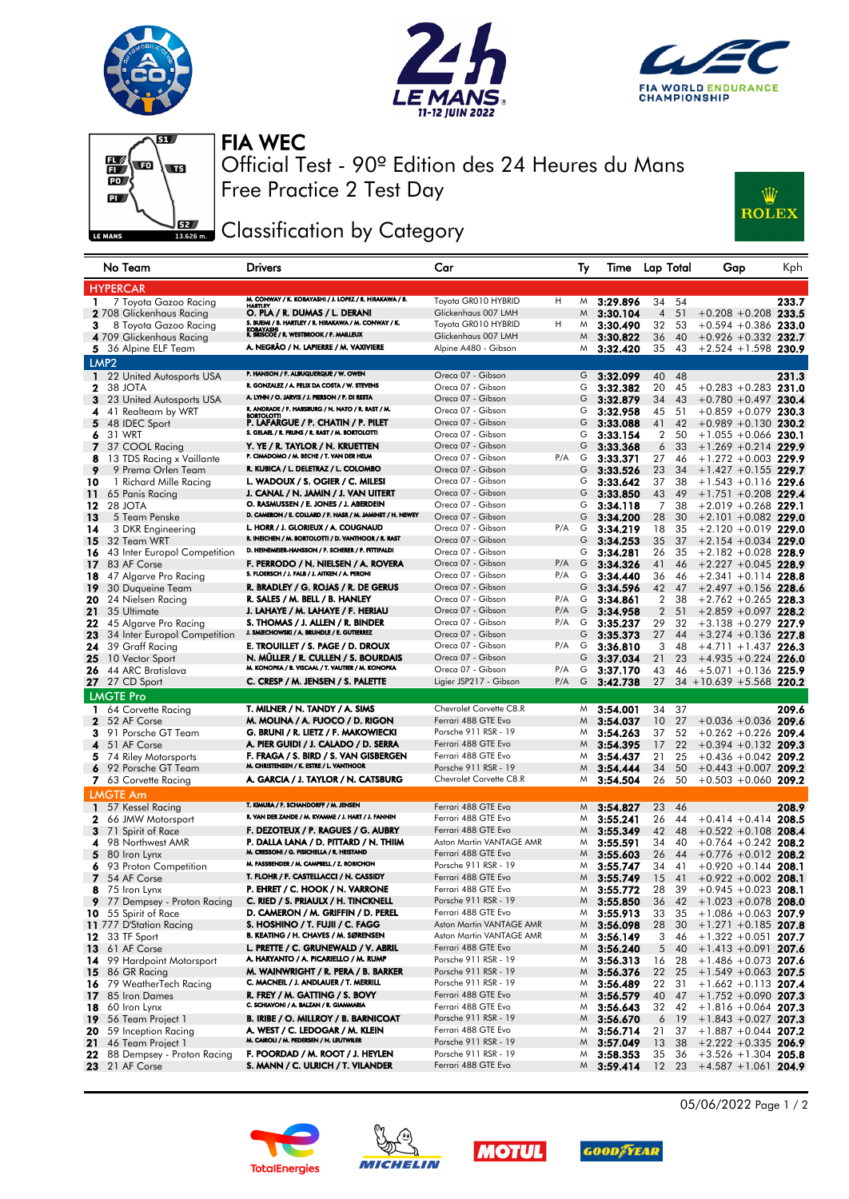# FIA WEC

## Official Test - 90º Edition des 24 Heures du Mans

## Free Practice 2 Test Day

## Classification by Category

| No | Team | Drivers | Car | | Ty | Time | Lap | Total | Gap | | Kph |
|---|---|---|---|---|---|---|---|---|---|---|---|
| **HYPERCAR** | | | | | | | | | | | |
| 1 | 7 Toyota Gazoo Racing | M. CONWAY / K. KOBAYASHI / J. LOPEZ / R. HIRAKAWA / B. HARTLEY | Toyota GR010 HYBRID | H | M | **3:29.896** | 34 | 54 | | | **233.7** |
| 2 | 708 Glickenhaus Racing | O. PLA / R. DUMAS / L. DERANI | Glickenhaus 007 LMH | | M | **3:30.104** | 4 | 51 | +0.208 | +0.208 | **233.5** |
| 3 | 8 Toyota Gazoo Racing | S. BUEMI / B. HARTLEY / R. HIRAKAWA / M. CONWAY / K. KOBAYASHI | Toyota GR010 HYBRID | H | M | **3:30.490** | 32 | 53 | +0.594 | +0.386 | **233.0** |
| 4 | 709 Glickenhaus Racing | R. BRISCOE / R. WESTBROOK / F. MAILLEUX | Glickenhaus 007 LMH | | M | **3:30.822** | 36 | 40 | +0.926 | +0.332 | **232.7** |
| 5 | 36 Alpine ELF Team | A. NEGRÃO / N. LAPIERRE / M. VAXIVIERE | Alpine A480 - Gibson | | M | **3:32.420** | 35 | 43 | +2.524 | +1.598 | **230.9** |
| **LMP2** | | | | | | | | | | | |
| 1 | 22 United Autosports USA | P. HANSON / F. ALBUQUERQUE / W. OWEN | Oreca 07 - Gibson | | G | **3:32.099** | 40 | 48 | | | **231.3** |
| 2 | 38 JOTA | R. GONZALEZ / A. FELIX DA COSTA / W. STEVENS | Oreca 07 - Gibson | | G | **3:32.382** | 20 | 45 | +0.283 | +0.283 | **231.0** |
| 3 | 23 United Autosports USA | A. LYNN / O. JARVIS / J. PIERSON / P. DI RESTA | Oreca 07 - Gibson | | G | **3:32.879** | 34 | 43 | +0.780 | +0.497 | **230.4** |
| 4 | 41 Realteam by WRT | R. ANDRADE / F. HABSBURG / N. NATO / R. RAST / M. BORTOLOTTI | Oreca 07 - Gibson | | G | **3:32.958** | 45 | 51 | +0.859 | +0.079 | **230.3** |
| 5 | 48 IDEC Sport | P. LAFARGUE / P. CHATIN / P. PILET | Oreca 07 - Gibson | | G | **3:33.088** | 41 | 42 | +0.989 | +0.130 | **230.2** |
| 6 | 31 WRT | S. GELAEL / R. FRIJNS / R. RAST / M. BORTOLOTTI | Oreca 07 - Gibson | | G | **3:33.154** | 2 | 50 | +1.055 | +0.066 | **230.1** |
| 7 | 37 COOL Racing | Y. YE / R. TAYLOR / N. KRUETTEN | Oreca 07 - Gibson | | G | **3:33.368** | 6 | 33 | +1.269 | +0.214 | **229.9** |
| 8 | 13 TDS Racing x Vaillante | P. CIMADOMO / M. BECHE / T. VAN DER HELM | Oreca 07 - Gibson | P/A | G | **3:33.371** | 27 | 46 | +1.272 | +0.003 | **229.9** |
| 9 | 9 Prema Orlen Team | R. KUBICA / L. DELETRAZ / L. COLOMBO | Oreca 07 - Gibson | | G | **3:33.526** | 23 | 34 | +1.427 | +0.155 | **229.7** |
| 10 | 1 Richard Mille Racing | L. WADOUX / S. OGIER / C. MILESI | Oreca 07 - Gibson | | G | **3:33.642** | 37 | 38 | +1.543 | +0.116 | **229.6** |
| 11 | 65 Panis Racing | J. CANAL / N. JAMIN / J. VAN UITERT | Oreca 07 - Gibson | | G | **3:33.850** | 43 | 49 | +1.751 | +0.208 | **229.4** |
| 12 | 28 JOTA | O. RASMUSSEN / E. JONES / J. ABERDEIN | Oreca 07 - Gibson | | G | **3:34.118** | 7 | 38 | +2.019 | +0.268 | **229.1** |
| 13 | 5 Team Penske | D. CAMERON / E. COLLARD / F. NASR / M. JAMINET / H. NEWEY | Oreca 07 - Gibson | | G | **3:34.200** | 28 | 30 | +2.101 | +0.082 | **229.0** |
| 14 | 3 DKR Engineering | L. HORR / J. GLORIEUX / A. COUGNAUD | Oreca 07 - Gibson | P/A | G | **3:34.219** | 18 | 35 | +2.120 | +0.019 | **229.0** |
| 15 | 32 Team WRT | R. INEICHEN / M. BORTOLOTTI / D. VANTHOOR / R. RAST | Oreca 07 - Gibson | | G | **3:34.253** | 35 | 37 | +2.154 | +0.034 | **229.0** |
| 16 | 43 Inter Europol Competition | D. HEINEMEIER-HANSSON / F. SCHERER / P. FITTIPALDI | Oreca 07 - Gibson | | G | **3:34.281** | 26 | 35 | +2.182 | +0.028 | **228.9** |
| 17 | 83 AF Corse | F. PERRODO / N. NIELSEN / A. ROVERA | Oreca 07 - Gibson | P/A | G | **3:34.326** | 41 | 46 | +2.227 | +0.045 | **228.9** |
| 18 | 47 Algarve Pro Racing | S. FLOERSCH / J. FALB / J. AITKEN / A. PERONI | Oreca 07 - Gibson | P/A | G | **3:34.440** | 36 | 46 | +2.341 | +0.114 | **228.8** |
| 19 | 30 Duqueine Team | R. BRADLEY / G. ROJAS / R. DE GERUS | Oreca 07 - Gibson | | G | **3:34.596** | 42 | 47 | +2.497 | +0.156 | **228.6** |
| 20 | 24 Nielsen Racing | R. SALES / M. BELL / B. HANLEY | Oreca 07 - Gibson | P/A | G | **3:34.861** | 2 | 38 | +2.762 | +0.265 | **228.3** |
| 21 | 35 Ultimate | J. LAHAYE / M. LAHAYE / F. HERIAU | Oreca 07 - Gibson | P/A | G | **3:34.958** | 2 | 51 | +2.859 | +0.097 | **228.2** |
| 22 | 45 Algarve Pro Racing | S. THOMAS / J. ALLEN / R. BINDER | Oreca 07 - Gibson | P/A | G | **3:35.237** | 29 | 32 | +3.138 | +0.279 | **227.9** |
| 23 | 34 Inter Europol Competition | J. SMIECHOWSKI / A. BRUNDLE / E. GUTIERREZ | Oreca 07 - Gibson | | G | **3:35.373** | 27 | 44 | +3.274 | +0.136 | **227.8** |
| 24 | 39 Graff Racing | E. TROUILLET / S. PAGE / D. DROUX | Oreca 07 - Gibson | P/A | G | **3:36.810** | 3 | 48 | +4.711 | +1.437 | **226.3** |
| 25 | 10 Vector Sport | N. MÜLLER / R. CULLEN / S. BOURDAIS | Oreca 07 - Gibson | | G | **3:37.034** | 21 | 23 | +4.935 | +0.224 | **226.0** |
| 26 | 44 ARC Bratislava | M. KONOPKA / B. VISCAAL / T. VAUTIER / M. KONOPKA | Oreca 07 - Gibson | P/A | G | **3:37.170** | 43 | 46 | +5.071 | +0.136 | **225.9** |
| 27 | 27 CD Sport | C. CRESP / M. JENSEN / S. PALETTE | Ligier JSP217 - Gibson | P/A | G | **3:42.738** | 27 | 34 | +10.639 | +5.568 | **220.2** |
| **LMGTE Pro** | | | | | | | | | | | |
| 1 | 64 Corvette Racing | T. MILNER / N. TANDY / A. SIMS | Chevrolet Corvette C8.R | | M | **3:54.001** | 34 | 37 | | | **209.6** |
| 2 | 52 AF Corse | M. MOLINA / A. FUOCO / D. RIGON | Ferrari 488 GTE Evo | | M | **3:54.037** | 10 | 27 | +0.036 | +0.036 | **209.6** |
| 3 | 91 Porsche GT Team | G. BRUNI / R. LIETZ / F. MAKOWIECKI | Porsche 911 RSR - 19 | | M | **3:54.263** | 37 | 52 | +0.262 | +0.226 | **209.4** |
| 4 | 51 AF Corse | A. PIER GUIDI / J. CALADO / D. SERRA | Ferrari 488 GTE Evo | | M | **3:54.395** | 17 | 22 | +0.394 | +0.132 | **209.3** |
| 5 | 74 Riley Motorsports | F. FRAGA / S. BIRD / S. VAN GISBERGEN | Ferrari 488 GTE Evo | | M | **3:54.437** | 21 | 25 | +0.436 | +0.042 | **209.2** |
| 6 | 92 Porsche GT Team | M. CHRISTENSEN / K. ESTRE / L. VANTHOOR | Porsche 911 RSR - 19 | | M | **3:54.444** | 34 | 50 | +0.443 | +0.007 | **209.2** |
| 7 | 63 Corvette Racing | A. GARCIA / J. TAYLOR / N. CATSBURG | Chevrolet Corvette C8.R | | M | **3:54.504** | 26 | 50 | +0.503 | +0.060 | **209.2** |
| **LMGTE Am** | | | | | | | | | | | |
| 1 | 57 Kessel Racing | T. KIMURA / F. SCHANDORFF / M. JENSEN | Ferrari 488 GTE Evo | | M | **3:54.827** | 23 | 46 | | | **208.9** |
| 2 | 66 JMW Motorsport | R. VAN DER ZANDE / M. KVAMME / J. HART / J. FANNIN | Ferrari 488 GTE Evo | | M | **3:55.241** | 26 | 44 | +0.414 | +0.414 | **208.5** |
| 3 | 71 Spirit of Race | F. DEZOTEUX / P. RAGUES / G. AUBRY | Ferrari 488 GTE Evo | | M | **3:55.349** | 42 | 48 | +0.522 | +0.108 | **208.4** |
| 4 | 98 Northwest AMR | P. DALLA LANA / D. PITTARD / N. THIIM | Aston Martin VANTAGE AMR | | M | **3:55.591** | 34 | 40 | +0.764 | +0.242 | **208.2** |
| 5 | 80 Iron Lynx | M. CRESSONI / G. FISICHELLA / R. HEISTAND | Ferrari 488 GTE Evo | | M | **3:55.603** | 26 | 44 | +0.776 | +0.012 | **208.2** |
| 6 | 93 Proton Competition | M. FASSBENDER / M. CAMPBELL / Z. ROBICHON | Porsche 911 RSR - 19 | | M | **3:55.747** | 34 | 41 | +0.920 | +0.144 | **208.1** |
| 7 | 54 AF Corse | T. FLOHR / F. CASTELLACCI / N. CASSIDY | Ferrari 488 GTE Evo | | M | **3:55.749** | 15 | 41 | +0.922 | +0.002 | **208.1** |
| 8 | 75 Iron Lynx | P. EHRET / C. HOOK / N. VARRONE | Ferrari 488 GTE Evo | | M | **3:55.772** | 28 | 39 | +0.945 | +0.023 | **208.1** |
| 9 | 77 Dempsey - Proton Racing | C. RIED / S. PRIAULX / H. TINCKNELL | Porsche 911 RSR - 19 | | M | **3:55.850** | 36 | 42 | +1.023 | +0.078 | **208.0** |
| 10 | 55 Spirit of Race | D. CAMERON / M. GRIFFIN / D. PEREL | Ferrari 488 GTE Evo | | M | **3:55.913** | 33 | 35 | +1.086 | +0.063 | **207.9** |
| 11 | 777 D'Station Racing | S. HOSHINO / T. FUJII / C. FAGG | Aston Martin VANTAGE AMR | | M | **3:56.098** | 28 | 30 | +1.271 | +0.185 | **207.8** |
| 12 | 33 TF Sport | B. KEATING / H. CHAVES / M. SØRENSEN | Aston Martin VANTAGE AMR | | M | **3:56.149** | 3 | 46 | +1.322 | +0.051 | **207.7** |
| 13 | 61 AF Corse | L. PRETTE / C. GRUNEWALD / V. ABRIL | Ferrari 488 GTE Evo | | M | **3:56.240** | 5 | 40 | +1.413 | +0.091 | **207.6** |
| 14 | 99 Hardpoint Motorsport | A. HARYANTO / A. PICARIELLO / M. RUMP | Porsche 911 RSR - 19 | | M | **3:56.313** | 16 | 28 | +1.486 | +0.073 | **207.6** |
| 15 | 86 GR Racing | M. WAINWRIGHT / R. PERA / B. BARKER | Porsche 911 RSR - 19 | | M | **3:56.376** | 22 | 25 | +1.549 | +0.063 | **207.5** |
| 16 | 79 WeatherTech Racing | C. MACNEIL / J. ANDLAUER / T. MERRILL | Porsche 911 RSR - 19 | | M | **3:56.489** | 22 | 31 | +1.662 | +0.113 | **207.4** |
| 17 | 85 Iron Dames | R. FREY / M. GATTING / S. BOVY | Ferrari 488 GTE Evo | | M | **3:56.579** | 40 | 47 | +1.752 | +0.090 | **207.3** |
| 18 | 60 Iron Lynx | C. SCHIAVONI / A. BALZAN / R. GIAMMARIA | Ferrari 488 GTE Evo | | M | **3:56.643** | 32 | 42 | +1.816 | +0.064 | **207.3** |
| 19 | 56 Team Project 1 | B. IRIBE / O. MILLROY / B. BARNICOAT | Porsche 911 RSR - 19 | | M | **3:56.670** | 6 | 19 | +1.843 | +0.027 | **207.3** |
| 20 | 59 Inception Racing | A. WEST / C. LEDOGAR / M. KLEIN | Ferrari 488 GTE Evo | | M | **3:56.714** | 21 | 37 | +1.887 | +0.044 | **207.2** |
| 21 | 46 Team Project 1 | M. CAIROLI / M. PEDERSEN / N. LEUTWILER | Porsche 911 RSR - 19 | | M | **3:57.049** | 13 | 38 | +2.222 | +0.335 | **206.9** |
| 22 | 88 Dempsey - Proton Racing | F. POORDAD / M. ROOT / J. HEYLEN | Porsche 911 RSR - 19 | | M | **3:58.353** | 35 | 36 | +3.526 | +1.304 | **205.8** |
| 23 | 21 AF Corse | S. MANN / C. ULRICH / T. VILANDER | Ferrari 488 GTE Evo | | M | **3:59.414** | 12 | 23 | +4.587 | +1.061 | **204.9** |

05/06/2022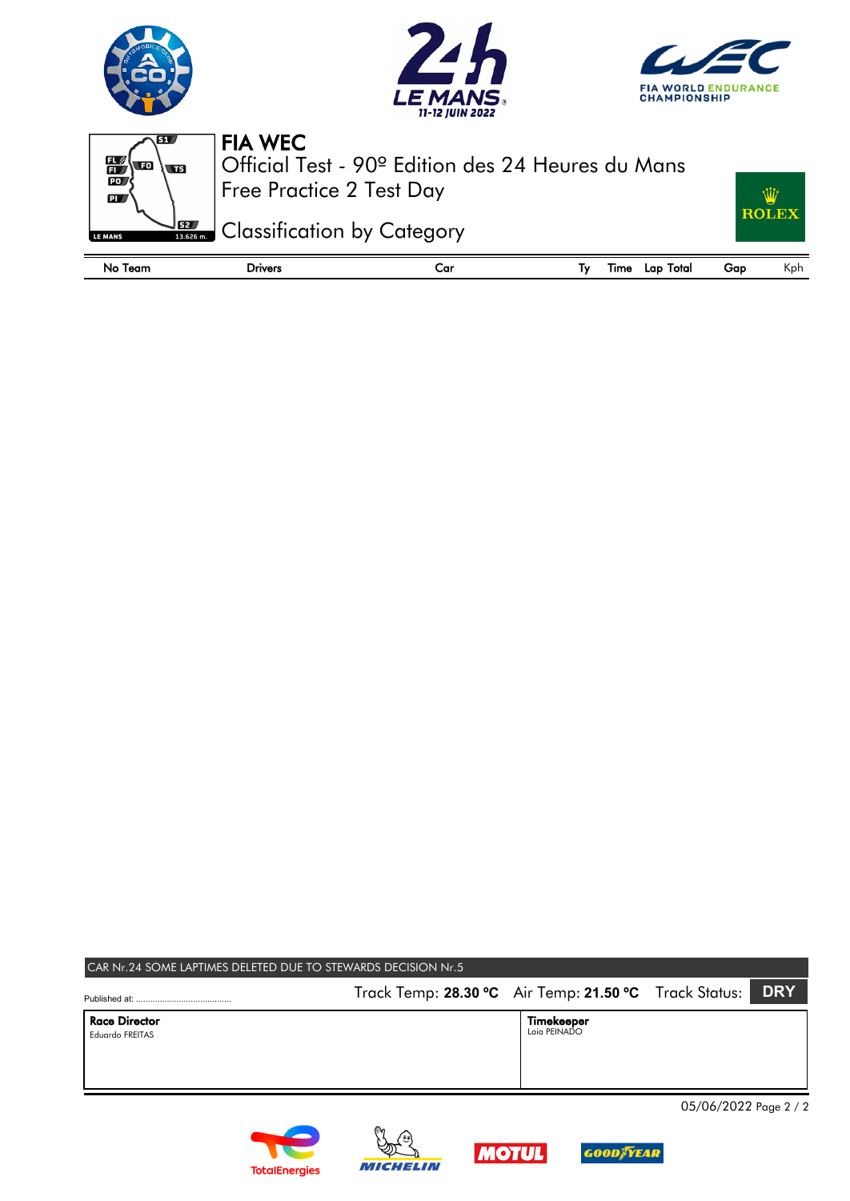# FIA WEC

Official Test - 90º Edition des 24 Heures du Mans

Free Practice 2 Test Day

Classification by Category

| No Team | Drivers | Car | Ty | Time | Lap Total | Gap | Kph |
|---|---|---|---|---|---|---|---|

CAR Nr.24 SOME LAPTIMES DELETED DUE TO STEWARDS DECISION Nr.5

Published at: .......................................

Track Temp: **28.30 ºC** Air Temp: **21.50 ºC** Track Status: **DRY**

**Race Director**
Eduardo FREITAS

**Timekeeper**
Laia PEINADO

05/06/2022